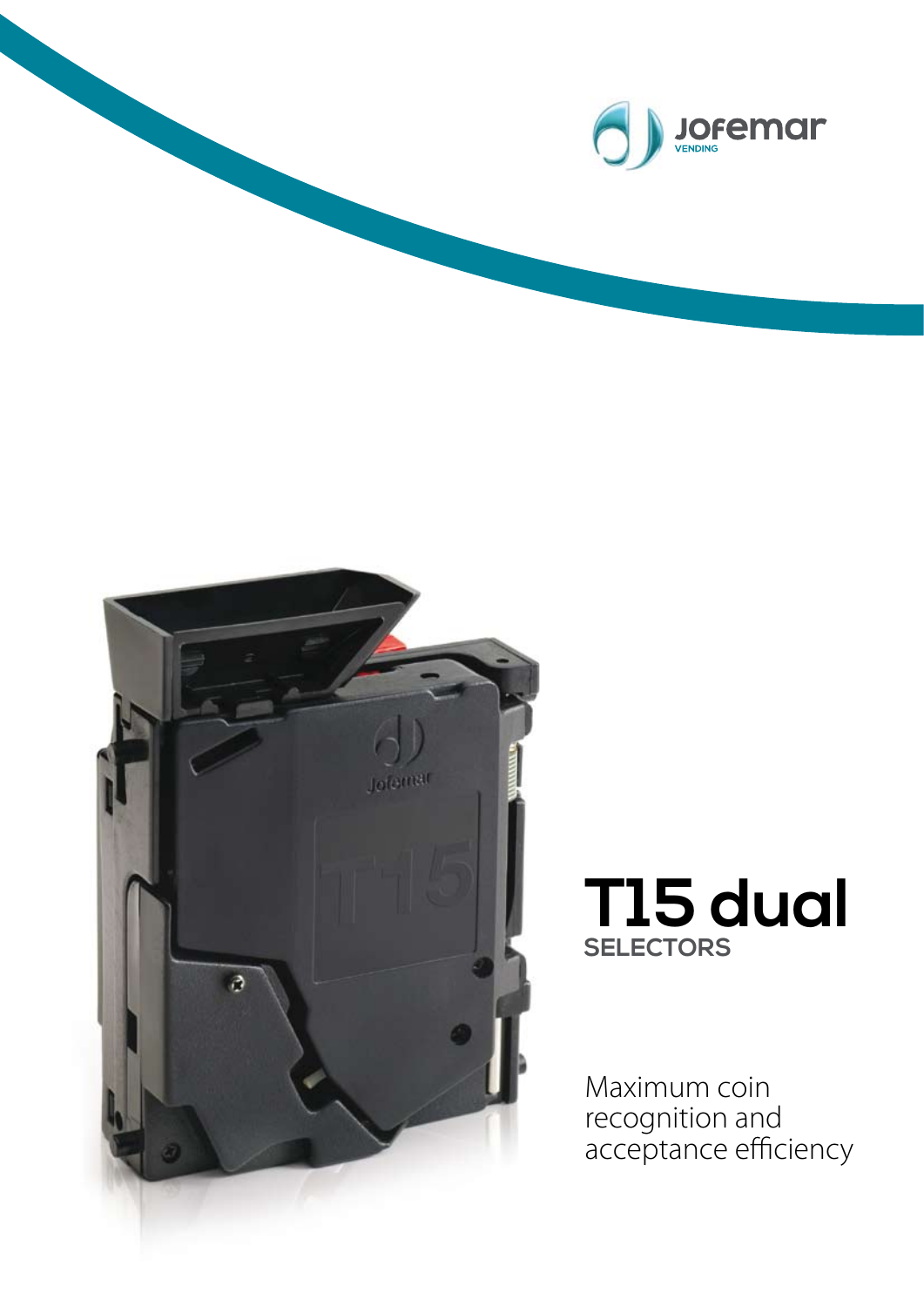# T15 dual

## SELECTORS

Maximum coin recognition and acceptance efficiency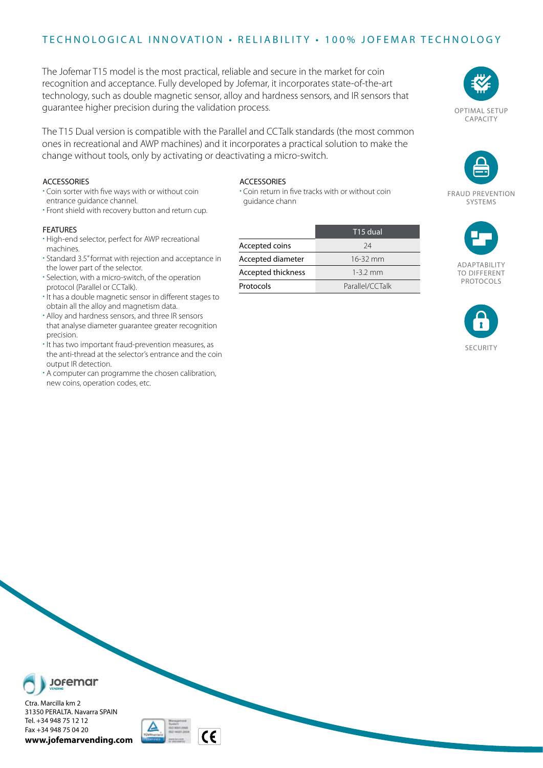TECHNOLOGICAL INNOVATION • RELIABILITY • 100% JOFEMAR TECHNOLOGY

The Jofemar T15 model is the most practical, reliable and secure in the market for coin recognition and acceptance. Fully developed by Jofemar, it incorporates state-of-the-art technology, such as double magnetic sensor, alloy and hardness sensors, and IR sensors that guarantee higher precision during the validation process.

The T15 Dual version is compatible with the Parallel and CCTalk standards (the most common ones in recreational and AWP machines) and it incorporates a practical solution to make the change without tools, only by activating or deactivating a micro-switch.

OPTIMAL SETUP CAPACITY

FRAUD PREVENTION SYSTEMS

ADAPTABILITY TO DIFFERENT PROTOCOLS

SECURITY

### ACCESSORIES

- Coin sorter with five ways with or without coin entrance guidance channel.
- Front shield with recovery button and return cup.

### FEATURES

- High-end selector, perfect for AWP recreational machines.
- Standard 3.5" format with rejection and acceptance in the lower part of the selector.
- Selection, with a micro-switch, of the operation protocol (Parallel or CCTalk).
- It has a double magnetic sensor in different stages to obtain all the alloy and magnetism data.
- Alloy and hardness sensors, and three IR sensors that analyse diameter guarantee greater recognition precision.
- It has two important fraud-prevention measures, as the anti-thread at the selector's entrance and the coin output IR detection.
- A computer can programme the chosen calibration, new coins, operation codes, etc.

### ACCESSORIES

- Coin return in five tracks with or without coin guidance chann

| | T15 dual |
|---|---|
| Accepted coins | 24 |
| Accepted diameter | 16-32 mm |
| Accepted thickness | 1-3.2 mm |
| Protocols | Parallel/CCTalk |

Jofemar VENDING

Ctra. Marcilla km 2
31350 PERALTA. Navarra SPAIN
Tel. +34 948 75 12 12
Fax +34 948 75 04 20
**www.jofemarvending.com**